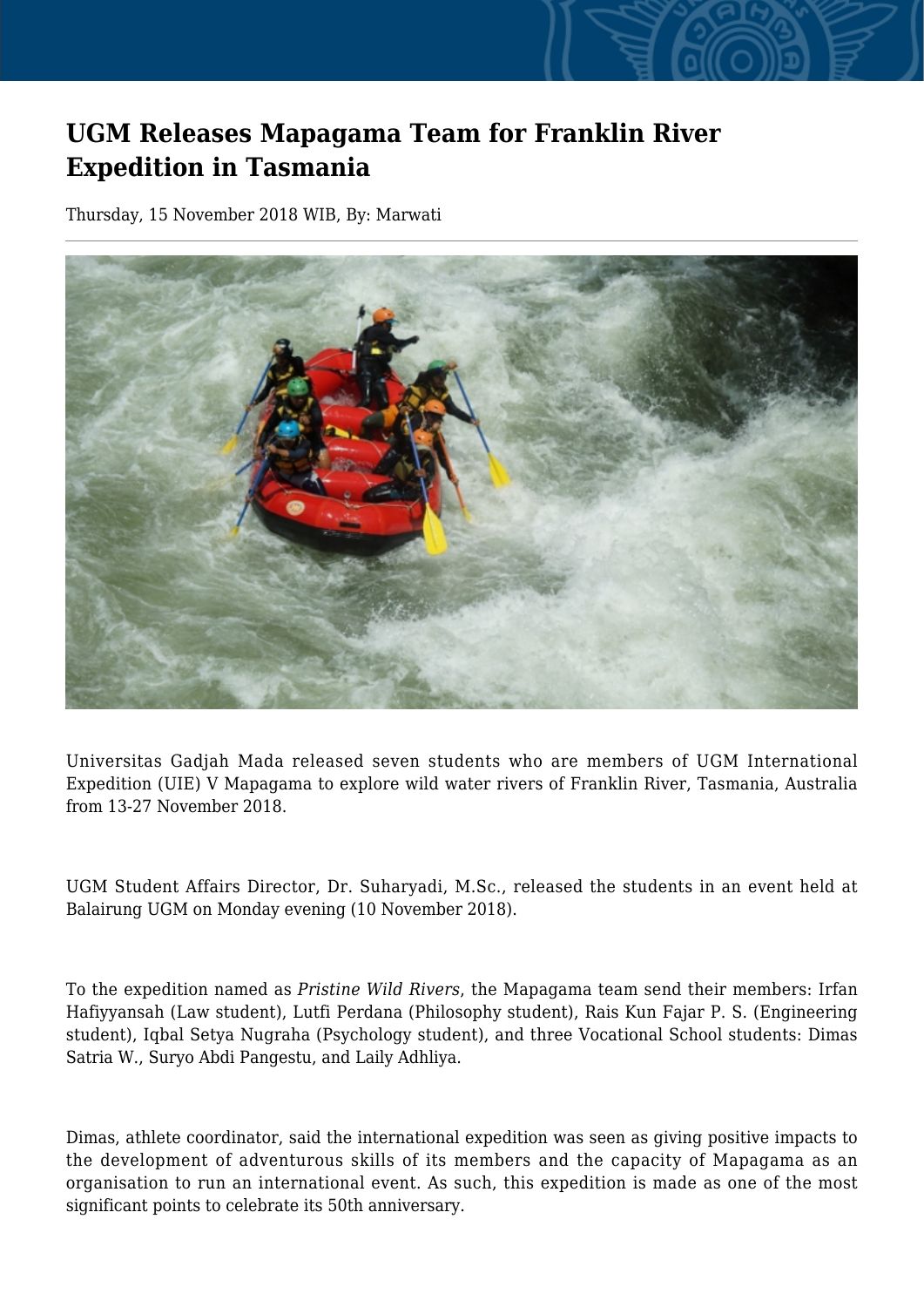# UGM Releases Mapagama Team for Franklin River Expedition in Tasmania

Thursday, 15 November 2018 WIB, By: Marwati

Universitas Gadjah Mada released seven students who are members of UGM International Expedition (UIE) V Mapagama to explore wild water rivers of Franklin River, Tasmania, Australia from 13-27 November 2018.

UGM Student Affairs Director, Dr. Suharyadi, M.Sc., released the students in an event held at Balairung UGM on Monday evening (10 November 2018).

To the expedition named as *Pristine Wild Rivers*, the Mapagama team send their members: Irfan Hafiyyansah (Law student), Lutfi Perdana (Philosophy student), Rais Kun Fajar P. S. (Engineering student), Iqbal Setya Nugraha (Psychology student), and three Vocational School students: Dimas Satria W., Suryo Abdi Pangestu, and Laily Adhliya.

Dimas, athlete coordinator, said the international expedition was seen as giving positive impacts to the development of adventurous skills of its members and the capacity of Mapagama as an organisation to run an international event. As such, this expedition is made as one of the most significant points to celebrate its 50th anniversary.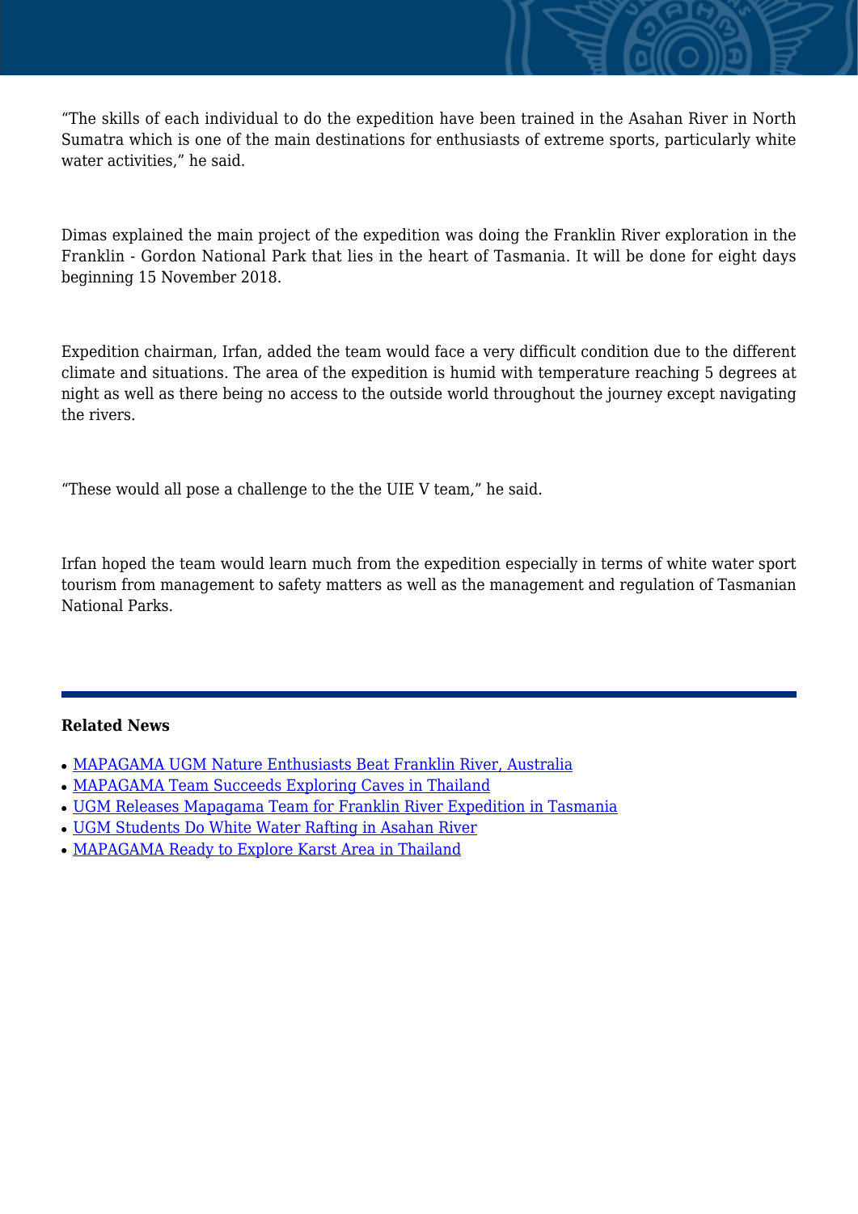“The skills of each individual to do the expedition have been trained in the Asahan River in North Sumatra which is one of the main destinations for enthusiasts of extreme sports, particularly white water activities,” he said.

Dimas explained the main project of the expedition was doing the Franklin River exploration in the Franklin - Gordon National Park that lies in the heart of Tasmania. It will be done for eight days beginning 15 November 2018.

Expedition chairman, Irfan, added the team would face a very difficult condition due to the different climate and situations. The area of the expedition is humid with temperature reaching 5 degrees at night as well as there being no access to the outside world throughout the journey except navigating the rivers.

“These would all pose a challenge to the the UIE V team,” he said.

Irfan hoped the team would learn much from the expedition especially in terms of white water sport tourism from management to safety matters as well as the management and regulation of Tasmanian National Parks.

---

**Related News**

- MAPAGAMA UGM Nature Enthusiasts Beat Franklin River, Australia
- MAPAGAMA Team Succeeds Exploring Caves in Thailand
- UGM Releases Mapagama Team for Franklin River Expedition in Tasmania
- UGM Students Do White Water Rafting in Asahan River
- MAPAGAMA Ready to Explore Karst Area in Thailand